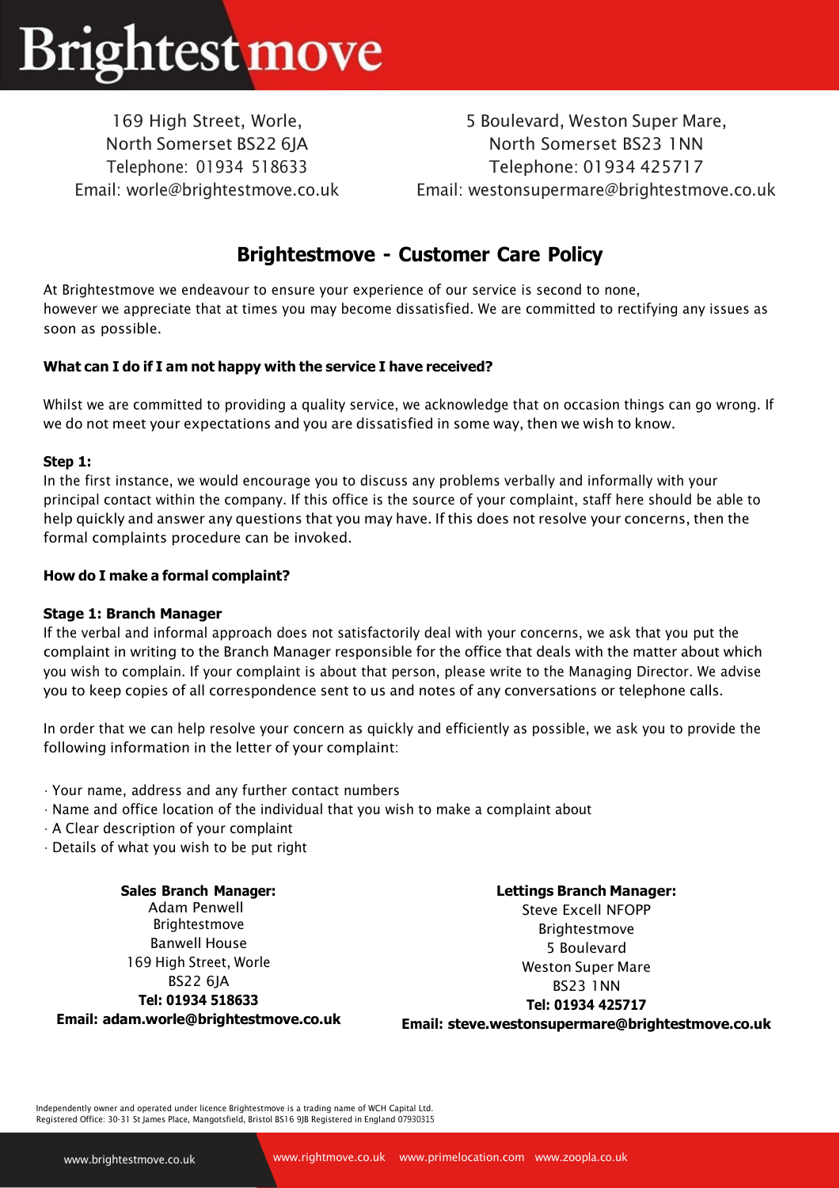# Brightestmove

169 High Street, Worle,
North Somerset BS22 6JA
Telephone: 01934 518633
Email: worle@brightestmove.co.uk

5 Boulevard, Weston Super Mare,
North Somerset BS23 1NN
Telephone: 01934 425717
Email: westonsupermare@brightestmove.co.uk

## Brightestmove - Customer Care Policy

At Brightestmove we endeavour to ensure your experience of our service is second to none, however we appreciate that at times you may become dissatisfied. We are committed to rectifying any issues as soon as possible.

**What can I do if I am not happy with the service I have received?**

Whilst we are committed to providing a quality service, we acknowledge that on occasion things can go wrong. If we do not meet your expectations and you are dissatisfied in some way, then we wish to know.

**Step 1:**
In the first instance, we would encourage you to discuss any problems verbally and informally with your principal contact within the company. If this office is the source of your complaint, staff here should be able to help quickly and answer any questions that you may have. If this does not resolve your concerns, then the formal complaints procedure can be invoked.

**How do I make a formal complaint?**

**Stage 1: Branch Manager**
If the verbal and informal approach does not satisfactorily deal with your concerns, we ask that you put the complaint in writing to the Branch Manager responsible for the office that deals with the matter about which you wish to complain. If your complaint is about that person, please write to the Managing Director. We advise you to keep copies of all correspondence sent to us and notes of any conversations or telephone calls.

In order that we can help resolve your concern as quickly and efficiently as possible, we ask you to provide the following information in the letter of your complaint:

- Your name, address and any further contact numbers
- Name and office location of the individual that you wish to make a complaint about
- A Clear description of your complaint
- Details of what you wish to be put right

**Sales Branch Manager:**
Adam Penwell
Brightestmove
Banwell House
169 High Street, Worle
BS22 6JA
**Tel: 01934 518633**
**Email: adam.worle@brightestmove.co.uk**

**Lettings Branch Manager:**
Steve Excell NFOPP
Brightestmove
5 Boulevard
Weston Super Mare
BS23 1NN
**Tel: 01934 425717**
**Email: steve.westonsupermare@brightestmove.co.uk**

Independently owner and operated under licence Brightestmove is a trading name of WCH Capital Ltd.
Registered Office: 30-31 St James Place, Mangotsfield, Bristol BS16 9JB Registered in England 07930315

www.brightestmove.co.uk www.rightmove.co.uk www.primelocation.com www.zoopla.co.uk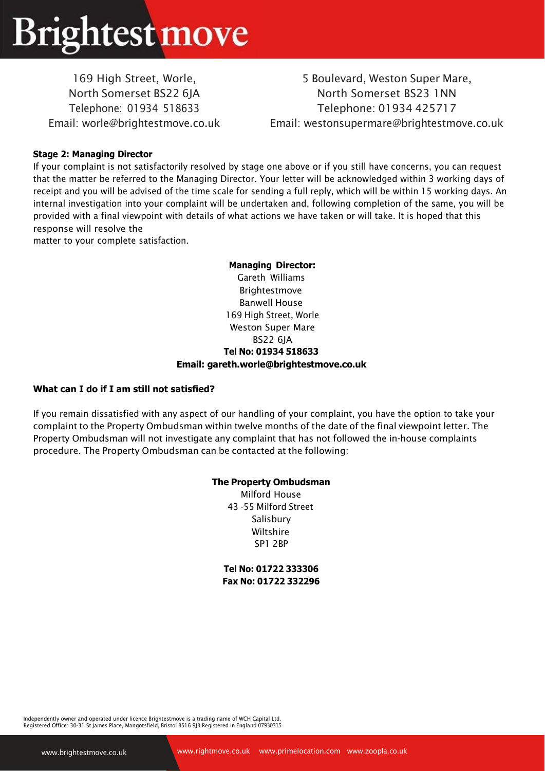169 High Street, Worle,
North Somerset BS22 6JA
Telephone: 01934 518633
Email: worle@brightestmove.co.uk

5 Boulevard, Weston Super Mare,
North Somerset BS23 1NN
Telephone: 01934 425717
Email: westonsupermare@brightestmove.co.uk

**Stage 2: Managing Director**

If your complaint is not satisfactorily resolved by stage one above or if you still have concerns, you can request that the matter be referred to the Managing Director. Your letter will be acknowledged within 3 working days of receipt and you will be advised of the time scale for sending a full reply, which will be within 15 working days. An internal investigation into your complaint will be undertaken and, following completion of the same, you will be provided with a final viewpoint with details of what actions we have taken or will take. It is hoped that this response will resolve the matter to your complete satisfaction.

**Managing Director:**
Gareth Williams
Brightestmove
Banwell House
169 High Street, Worle
Weston Super Mare
BS22 6JA
**Tel No: 01934 518633**
**Email: gareth.worle@brightestmove.co.uk**

**What can I do if I am still not satisfied?**

If you remain dissatisfied with any aspect of our handling of your complaint, you have the option to take your complaint to the Property Ombudsman within twelve months of the date of the final viewpoint letter. The Property Ombudsman will not investigate any complaint that has not followed the in-house complaints procedure. The Property Ombudsman can be contacted at the following:

**The Property Ombudsman**
Milford House
43 -55 Milford Street
Salisbury
Wiltshire
SP1 2BP

**Tel No: 01722 333306**
**Fax No: 01722 332296**

Independently owner and operated under licence Brightestmove is a trading name of WCH Capital Ltd.
Registered Office: 30-31 St James Place, Mangotsfield, Bristol BS16 9JB Registered in England 07930315

www.brightestmove.co.uk www.rightmove.co.uk www.primelocation.com www.zoopla.co.uk